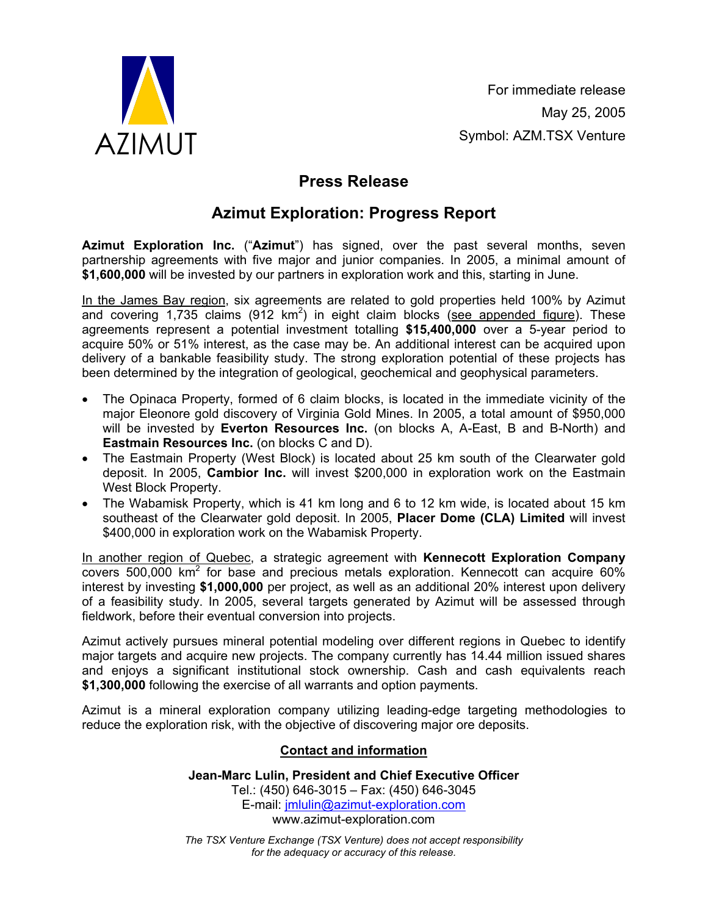AZIMUT

For immediate release
May 25, 2005
Symbol: AZM.TSX Venture

# Press Release

## Azimut Exploration: Progress Report

**Azimut Exploration Inc.** ("**Azimut**") has signed, over the past several months, seven partnership agreements with five major and junior companies. In 2005, a minimal amount of **$1,600,000** will be invested by our partners in exploration work and this, starting in June.

<u>In the James Bay region</u>, six agreements are related to gold properties held 100% by Azimut and covering 1,735 claims (912 $km^2$) in eight claim blocks (<u>see appended figure</u>). These agreements represent a potential investment totalling **$15,400,000** over a 5-year period to acquire 50% or 51% interest, as the case may be. An additional interest can be acquired upon delivery of a bankable feasibility study. The strong exploration potential of these projects has been determined by the integration of geological, geochemical and geophysical parameters.

- The Opinaca Property, formed of 6 claim blocks, is located in the immediate vicinity of the major Eleonore gold discovery of Virginia Gold Mines. In 2005, a total amount of $950,000 will be invested by **Everton Resources Inc.** (on blocks A, A-East, B and B-North) and **Eastmain Resources Inc.** (on blocks C and D).
- The Eastmain Property (West Block) is located about 25 km south of the Clearwater gold deposit. In 2005, **Cambior Inc.** will invest $200,000 in exploration work on the Eastmain West Block Property.
- The Wabamisk Property, which is 41 km long and 6 to 12 km wide, is located about 15 km southeast of the Clearwater gold deposit. In 2005, **Placer Dome (CLA) Limited** will invest $400,000 in exploration work on the Wabamisk Property.

<u>In another region of Quebec</u>, a strategic agreement with **Kennecott Exploration Company** covers 500,000 $km^2$ for base and precious metals exploration. Kennecott can acquire 60% interest by investing **$1,000,000** per project, as well as an additional 20% interest upon delivery of a feasibility study. In 2005, several targets generated by Azimut will be assessed through fieldwork, before their eventual conversion into projects.

Azimut actively pursues mineral potential modeling over different regions in Quebec to identify major targets and acquire new projects. The company currently has 14.44 million issued shares and enjoys a significant institutional stock ownership. Cash and cash equivalents reach **$1,300,000** following the exercise of all warrants and option payments.

Azimut is a mineral exploration company utilizing leading-edge targeting methodologies to reduce the exploration risk, with the objective of discovering major ore deposits.

**<u>Contact and information</u>**

**Jean-Marc Lulin, President and Chief Executive Officer**
Tel.: (450) 646-3015 – Fax: (450) 646-3045
E-mail: jmlulin@azimut-exploration.com
www.azimut-exploration.com

*The TSX Venture Exchange (TSX Venture) does not accept responsibility for the adequacy or accuracy of this release.*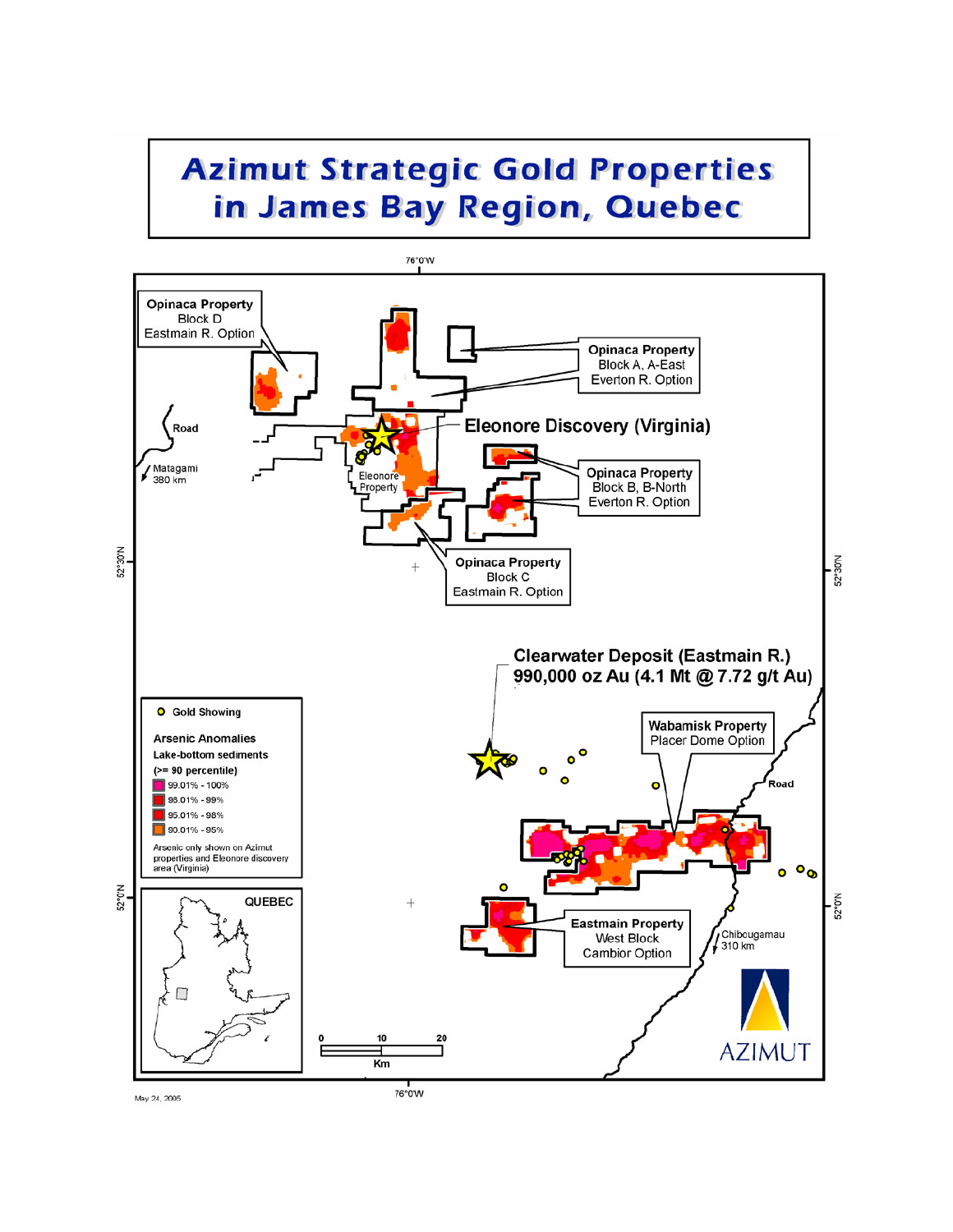# Azimut Strategic Gold Properties in James Bay Region, Quebec

76°0'W

Opinaca Property
Block D
Eastmain R. Option

Opinaca Property
Block A, A-East
Everton R. Option

Road

Matagami
380 km

Eleonore Discovery (Virginia)

Eleonore Property

Opinaca Property
Block B, B-North
Everton R. Option

Opinaca Property
Block C
Eastmain R. Option

52°30'N

Clearwater Deposit (Eastmain R.)
990,000 oz Au (4.1 Mt @ 7.72 g/t Au)

Gold Showing

Arsenic Anomalies
Lake-bottom sediments
(>= 90 percentile)

99.01% - 100%
98.01% - 99%
95.01% - 98%
90.01% - 95%

Arsenic only shown on Azimut properties and Eleonore discovery area (Virginia)

Wabamisk Property
Placer Dome Option

Road

52°0'N

QUEBEC

Eastmain Property
West Block
Cambior Option

Chibougamau
310 km

0 10 20
Km

AZIMUT

May 24, 2005